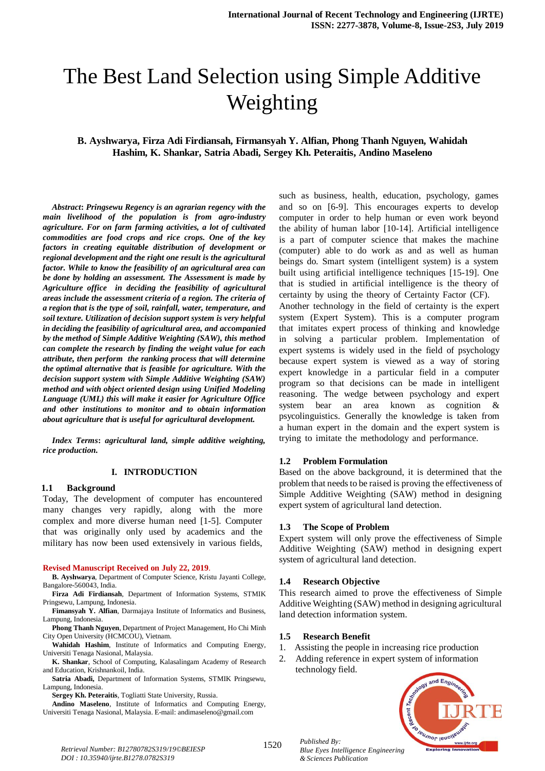# The Best Land Selection using Simple Additive Weighting

**B. Ayshwarya, Firza Adi Firdiansah, Firmansyah Y. Alfian, Phong Thanh Nguyen, Wahidah Hashim, K. Shankar, Satria Abadi, Sergey Kh. Peteraitis, Andino Maseleno**

***Abstract*: *Pringsewu Regency is an agrarian regency with the main livelihood of the population is from agro-industry agriculture. For on farm farming activities, a lot of cultivated commodities are food crops and rice crops. One of the key factors in creating equitable distribution of development or regional development and the right one result is the agricultural factor. While to know the feasibility of an agricultural area can be done by holding an assessment. The Assessment is made by Agriculture office in deciding the feasibility of agricultural areas include the assessment criteria of a region. The criteria of a region that is the type of soil, rainfall, water, temperature, and soil texture. Utilization of decision support system is very helpful in deciding the feasibility of agricultural area, and accompanied by the method of Simple Additive Weighting (SAW), this method can complete the research by finding the weight value for each attribute, then perform the ranking process that will determine the optimal alternative that is feasible for agriculture. With the decision support system with Simple Additive Weighting (SAW) method and with object oriented design using Unified Modeling Language (UML) this will make it easier for Agriculture Office and other institutions to monitor and to obtain information about agriculture that is useful for agricultural development.***

***Index Terms*: *agricultural land, simple additive weighting, rice production.***

## I. INTRODUCTION

### 1.1 Background

Today, The development of computer has encountered many changes very rapidly, along with the more complex and more diverse human need [1-5]. Computer that was originally only used by academics and the military has now been used extensively in various fields, such as business, health, education, psychology, games and so on [6-9]. This encourages experts to develop computer in order to help human or even work beyond the ability of human labor [10-14]. Artificial intelligence is a part of computer science that makes the machine (computer) able to do work as and as well as human beings do. Smart system (intelligent system) is a system built using artificial intelligence techniques [15-19]. One that is studied in artificial intelligence is the theory of certainty by using the theory of Certainty Factor (CF).

Another technology in the field of certainty is the expert system (Expert System). This is a computer program that imitates expert process of thinking and knowledge in solving a particular problem. Implementation of expert systems is widely used in the field of psychology because expert system is viewed as a way of storing expert knowledge in a particular field in a computer program so that decisions can be made in intelligent reasoning. The wedge between psychology and expert system bear an area known as cognition & psycolinguistics. Generally the knowledge is taken from a human expert in the domain and the expert system is trying to imitate the methodology and performance.

### 1.2 Problem Formulation

Based on the above background, it is determined that the problem that needs to be raised is proving the effectiveness of Simple Additive Weighting (SAW) method in designing expert system of agricultural land detection.

### 1.3 The Scope of Problem

Expert system will only prove the effectiveness of Simple Additive Weighting (SAW) method in designing expert system of agricultural land detection.

### 1.4 Research Objective

This research aimed to prove the effectiveness of Simple Additive Weighting (SAW) method in designing agricultural land detection information system.

### 1.5 Research Benefit

1. Assisting the people in increasing rice production
2. Adding reference in expert system of information technology field.

---

**Revised Manuscript Received on July 22, 2019.**

**B. Ayshwarya**, Department of Computer Science, Kristu Jayanti College, Bangalore-560043, India.

**Firza Adi Firdiansah**, Department of Information Systems, STMIK Pringsewu, Lampung, Indonesia.

**Fimansyah Y. Alfian**, Darmajaya Institute of Informatics and Business, Lampung, Indonesia.

**Phong Thanh Nguyen**, Department of Project Management, Ho Chi Minh City Open University (HCMCOU), Vietnam.

**Wahidah Hashim**, Institute of Informatics and Computing Energy, Universiti Tenaga Nasional, Malaysia.

**K. Shankar**, School of Computing, Kalasalingam Academy of Research and Education, Krishnankoil, India.

**Satria Abadi,** Department of Information Systems, STMIK Pringsewu, Lampung, Indonesia.

**Sergey Kh. Peteraitis**, Togliatti State University, Russia.

**Andino Maseleno**, Institute of Informatics and Computing Energy, Universiti Tenaga Nasional, Malaysia. E-mail: andimaseleno@gmail.com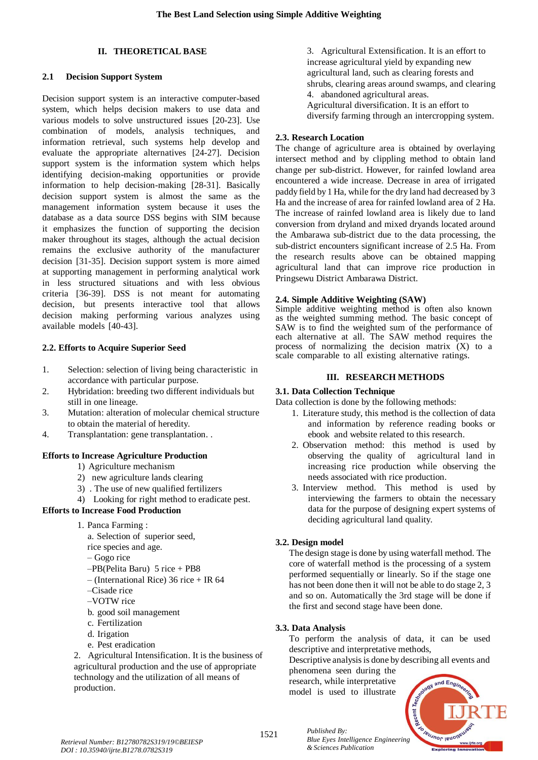## II. THEORETICAL BASE

### 2.1 Decision Support System

Decision support system is an interactive computer-based system, which helps decision makers to use data and various models to solve unstructured issues [20-23]. Use combination of models, analysis techniques, and information retrieval, such systems help develop and evaluate the appropriate alternatives [24-27]. Decision support system is the information system which helps identifying decision-making opportunities or provide information to help decision-making [28-31]. Basically decision support system is almost the same as the management information system because it uses the database as a data source DSS begins with SIM because it emphasizes the function of supporting the decision maker throughout its stages, although the actual decision remains the exclusive authority of the manufacturer decision [31-35]. Decision support system is more aimed at supporting management in performing analytical work in less structured situations and with less obvious criteria [36-39]. DSS is not meant for automating decision, but presents interactive tool that allows decision making performing various analyzes using available models [40-43].

### 2.2. Efforts to Acquire Superior Seed

1. Selection: selection of living being characteristic in accordance with particular purpose.
2. Hybridation: breeding two different individuals but still in one lineage.
3. Mutation: alteration of molecular chemical structure to obtain the material of heredity.
4. Transplantation: gene transplantation. .

**Efforts to Increase Agriculture Production**

1) Agriculture mechanism
2) new agriculture lands clearing
3) . The use of new qualified fertilizers
4) Looking for right method to eradicate pest.

**Efforts to Increase Food Production**

1. Panca Farming :
   a. Selection of superior seed, rice species and age.
   – Gogo rice
   –PB(Pelita Baru) 5 rice + PB8
   – (International Rice) 36 rice + IR 64
   –Cisade rice
   –VOTW rice
   b. good soil management
   c. Fertilization
   d. Irigation
   e. Pest eradication
2. Agricultural Intensification. It is the business of agricultural production and the use of appropriate technology and the utilization of all means of production.
3. Agricultural Extensification. It is an effort to increase agricultural yield by expanding new agricultural land, such as clearing forests and shrubs, clearing areas around swamps, and clearing
4. abandoned agricultural areas.
   Agricultural diversification. It is an effort to diversify farming through an intercropping system.

### 2.3. Research Location

The change of agriculture area is obtained by overlaying intersect method and by clipping method to obtain land change per sub-district. However, for rainfed lowland area encountered a wide increase. Decrease in area of irrigated paddy field by 1 Ha, while for the dry land had decreased by 3 Ha and the increase of area for rainfed lowland area of 2 Ha. The increase of rainfed lowland area is likely due to land conversion from dryland and mixed dryands located around the Ambarawa sub-district due to the data processing, the sub-district encounters significant increase of 2.5 Ha. From the research results above can be obtained mapping agricultural land that can improve rice production in Pringsewu District Ambarawa District.

### 2.4. Simple Additive Weighting (SAW)

Simple additive weighting method is often also known as the weighted summing method. The basic concept of SAW is to find the weighted sum of the performance of each alternative at all. The SAW method requires the process of normalizing the decision matrix (X) to a scale comparable to all existing alternative ratings.

## III. RESEARCH METHODS

### 3.1. Data Collection Technique

Data collection is done by the following methods:

1. Literature study, this method is the collection of data and information by reference reading books or ebook and website related to this research.
2. Observation method: this method is used by observing the quality of agricultural land in increasing rice production while observing the needs associated with rice production.
3. Interview method. This method is used by interviewing the farmers to obtain the necessary data for the purpose of designing expert systems of deciding agricultural land quality.

### 3.2. Design model

The design stage is done by using waterfall method. The core of waterfall method is the processing of a system performed sequentially or linearly. So if the stage one has not been done then it will not be able to do stage 2, 3 and so on. Automatically the 3rd stage will be done if the first and second stage have been done.

### 3.3. Data Analysis

To perform the analysis of data, it can be used descriptive and interpretative methods,

Descriptive analysis is done by describing all events and phenomena seen during the research, while interpretative model is used to illustrate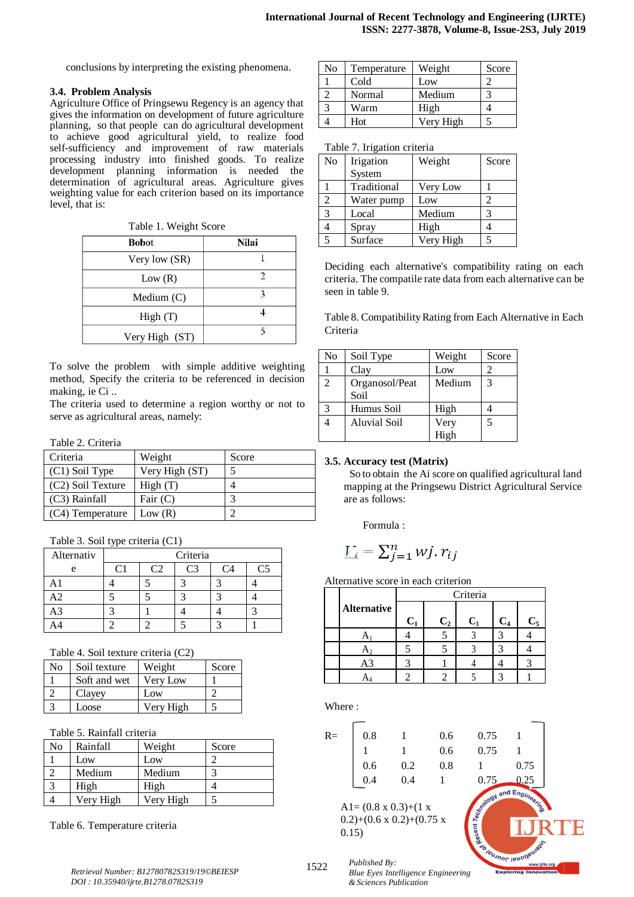conclusions by interpreting the existing phenomena.

### 3.4. Problem Analysis

Agriculture Office of Pringsewu Regency is an agency that gives the information on development of future agriculture planning, so that people can do agricultural development to achieve good agricultural yield, to realize food self-sufficiency and improvement of raw materials processing industry into finished goods. To realize development planning information is needed the determination of agricultural areas. Agriculture gives weighting value for each criterion based on its importance level, that is:

Table 1. Weight Score

| Bobot | Nilai |
|---|---|
| Very low (SR) | 1 |
| Low (R) | 2 |
| Medium (C) | 3 |
| High (T) | 4 |
| Very High (ST) | 5 |

To solve the problem with simple additive weighting method, Specify the criteria to be referenced in decision making, ie Ci ..
The criteria used to determine a region worthy or not to serve as agricultural areas, namely:

Table 2. Criteria

| Criteria | Weight | Score |
|---|---|---|
| (C1) Soil Type | Very High (ST) | 5 |
| (C2) Soil Texture | High (T) | 4 |
| (C3) Rainfall | Fair (C) | 3 |
| (C4) Temperature | Low (R) | 2 |

Table 3. Soil type criteria (C1)

| Alternative | Criteria | | | | |
|---|---|---|---|---|---|
| | C1 | C2 | C3 | C4 | C5 |
| A1 | 4 | 5 | 3 | 3 | 4 |
| A2 | 5 | 5 | 3 | 3 | 4 |
| A3 | 3 | 1 | 4 | 4 | 3 |
| A4 | 2 | 2 | 5 | 3 | 1 |

Table 4. Soil texture criteria (C2)

| No | Soil texture | Weight | Score |
|---|---|---|---|
| 1 | Soft and wet | Very Low | 1 |
| 2 | Clayey | Low | 2 |
| 3 | Loose | Very High | 5 |

Table 5. Rainfall criteria

| No | Rainfall | Weight | Score |
|---|---|---|---|
| 1 | Low | Low | 2 |
| 2 | Medium | Medium | 3 |
| 3 | High | High | 4 |
| 4 | Very High | Very High | 5 |

Table 6. Temperature criteria

| No | Temperature | Weight | Score |
|---|---|---|---|
| 1 | Cold | Low | 2 |
| 2 | Normal | Medium | 3 |
| 3 | Warm | High | 4 |
| 4 | Hot | Very High | 5 |

Table 7. Irigation criteria

| No | Irigation System | Weight | Score |
|---|---|---|---|
| 1 | Traditional | Very Low | 1 |
| 2 | Water pump | Low | 2 |
| 3 | Local | Medium | 3 |
| 4 | Spray | High | 4 |
| 5 | Surface | Very High | 5 |

Deciding each alternative's compatibility rating on each criteria. The compatile rate data from each alternative can be seen in table 9.

Table 8. Compatibility Rating from Each Alternative in Each Criteria

| No | Soil Type | Weight | Score |
|---|---|---|---|
| 1 | Clay | Low | 2 |
| 2 | Organosol/Peat Soil | Medium | 3 |
| 3 | Humus Soil | High | 4 |
| 4 | Aluvial Soil | Very High | 5 |

### 3.5. Accuracy test (Matrix)

So to obtain the Ai score on qualified agricultural land mapping at the Pringsewu District Agricultural Service are as follows:

Formula :

$$V_i = \sum_{j=1}^{n} wj.r_{ij}$$

Alternative score in each criterion

| Alternative | Criteria | | | | |
|---|---|---|---|---|---|
| | $C_1$ | $C_2$ | $C_3$ | $C_4$ | $C_5$ |
| $A_1$ | 4 | 5 | 3 | 3 | 4 |
| $A_2$ | 5 | 5 | 3 | 3 | 4 |
| A3 | 3 | 1 | 4 | 4 | 3 |
| $A_4$ | 2 | 2 | 5 | 3 | 1 |

Where :

$$R = \begin{bmatrix} 0.8 & 1 & 0.6 & 0.75 & 1 \\ 1 & 1 & 0.6 & 0.75 & 1 \\ 0.6 & 0.2 & 0.8 & 1 & 0.75 \\ 0.4 & 0.4 & 1 & 0.75 & 0.25 \end{bmatrix}$$

A1= (0.8 x 0.3)+(1 x 0.2)+(0.6 x 0.2)+(0.75 x 0.15)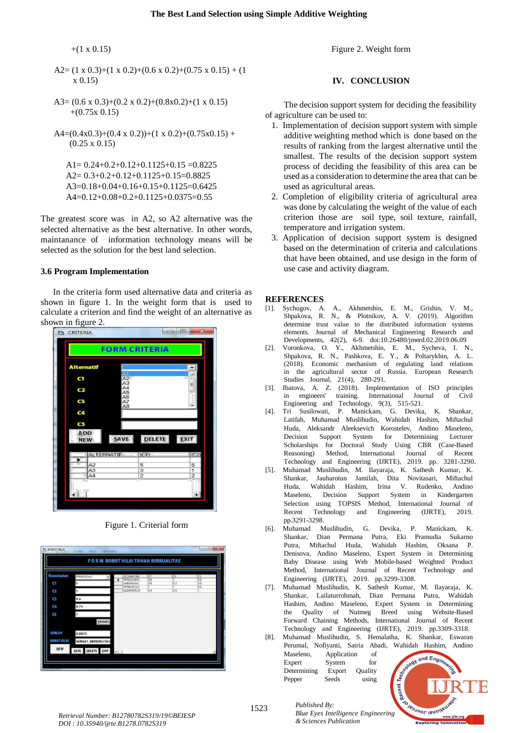+(1 x 0.15)

A2= (1 x 0.3)+(1 x 0.2)+(0.6 x 0.2)+(0.75 x 0.15) + (1 x 0.15)

A3= (0.6 x 0.3)+(0.2 x 0.2)+(0.8x0.2)+(1 x 0.15) +(0.75x 0.15)

A4=(0.4x0.3)+(0.4 x 0.2))+(1 x 0.2)+(0.75x0.15) + (0.25 x 0.15)

A1= 0.24+0.2+0.12+0.1125+0.15 =0.8225
A2= 0.3+0.2+0.12+0.1125+0.15=0.8825
A3=0.18+0.04+0.16+0.15+0.1125=0.6425
A4=0.12+0.08+0.2+0.1125+0.0375=0.55

The greatest score was in A2, so A2 alternative was the selected alternative as the best alternative. In other words, maintanance of information technology means will be selected as the solution for the best land selection.

### 3.6 Program Implementation

In the criteria form used alternative data and criteria as shown in figure 1. In the weight form that is used to calculate a criterion and find the weight of an alternative as shown in figure 2.

Figure 1. Criterial form

Figure 2. Weight form

## IV. CONCLUSION

The decision support system for deciding the feasibility of agriculture can be used to:

1. Implementation of decision support system with simple additive weighting method which is done based on the results of ranking from the largest alternative until the smallest. The results of the decision support system process of deciding the feasibility of this area can be used as a consideration to determine the area that can be used as agricultural areas.
2. Completion of eligibility criteria of agricultural area was done by calculating the weight of the value of each criterion those are soil type, soil texture, rainfall, temperature and irrigation system.
3. Application of decision support system is designed based on the determination of criteria and calculations that have been obtained, and use design in the form of use case and activity diagram.

## REFERENCES

[1]. Sychugov, A. A., Akhmetshin, E. M., Grishin, V. M., Shpakova, R. N., & Plotnikov, A. V. (2019). Algorithm determine trust value to the distributed information systems elements. Journal of Mechanical Engineering Research and Developments, 42(2), 6-9. doi:10.26480/jmerd.02.2019.06.09

[2]. Voronkova, O. Y., Akhmetshin, E. M., Sycheva, I. N., Shpakova, R. N., Pashkova, E. Y., & Poltarykhin, A. L. (2018). Economic mechanism of regulating land relations in the agricultural sector of Russia. European Research Studies Journal, 21(4), 280-291.

[3]. Ibatova, A. Z. (2018). Implementation of ISO principles in engineers' training. International Journal of Civil Engineering and Technology, 9(3), 515-521.

[4]. Tri Susilowati, P. Manickam, G. Devika, K. Shankar, Latifah, Muhamad Muslihudin, Wahidah Hashim, Miftachul Huda, Aleksandr Aleeksevich Korostelev, Andino Maseleno, Decision Support System for Determining Lecturer Scholarships for Doctoral Study Using CBR (Case-Based Reasoning) Method, International Journal of Recent Technology and Engineering (IJRTE), 2019. pp. 3281-3290.

[5]. Muhamad Muslihudin, M. Ilayaraja, K. Sathesh Kumar, K. Shankar, Jauharotun Jamilah, Dita Novitasari, Miftachul Huda, Wahidah Hashim, Irina V. Rudenko, Andino Maseleno, Decision Support System in Kindergarten Selection using TOPSIS Method, International Journal of Recent Technology and Engineering (IJRTE), 2019. pp.3291-3298.

[6]. Muhamad Muslihudin, G. Devika, P. Manickam, K. Shankar, Dian Permana Putra, Eki Pramudia Sukarno Putra, Miftachul Huda, Wahidah Hashim, Oksana P. Denisova, Andino Maseleno, Expert System in Determining Baby Disease using Web Mobile-based Weighted Product Method, International Journal of Recent Technology and Engineering (IJRTE), 2019. pp.3299-3308.

[7]. Muhamad Muslihudin, K. Sathesh Kumar, M. Ilayaraja, K. Shankar, Lailaturrohmah, Dian Permana Putra, Wahidah Hashim, Andino Maseleno, Expert System in Determining the Quality of Nutmeg Breed using Website-Based Forward Chaining Methods, International Journal of Recent Technology and Engineering (IJRTE), 2019. pp.3309-3318.

[8]. Muhamad Muslihudin, S. Hemalatha, K. Shankar, Eswaran Perumal, Nofiyanti, Satria Abadi, Wahidah Hashim, Andino Maseleno, Application of Expert System for Determining Export Quality Pepper Seeds using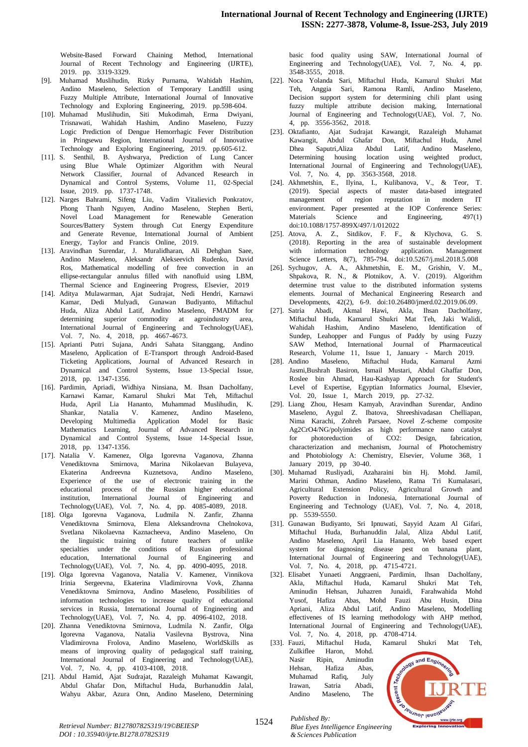Website-Based Forward Chaining Method, International Journal of Recent Technology and Engineering (IJRTE), 2019. pp. 3319-3329.

[9]. Muhamad Muslihudin, Rizky Purnama, Wahidah Hashim, Andino Maseleno, Selection of Temporary Landfill using Fuzzy Multiple Attribute, International Journal of Innovative Technology and Exploring Engineering, 2019. pp.598-604.

[10]. Muhamad Muslihudin, Siti Mukodimah, Erma Dwiyani, Trisnawati, Wahidah Hashim, Andino Maseleno, Fuzzy Logic Prediction of Dengue Hemorrhagic Fever Distribution in Pringsewu Region, International Journal of Innovative Technology and Exploring Engineering, 2019. pp.605-612.

[11]. S. Senthil, B. Ayshwarya, Prediction of Lung Cancer using Blue Whale Optimizer Algorithm with Neural Network Classifier, Journal of Advanced Research in Dynamical and Control Systems, Volume 11, 02-Special Issue, 2019. pp. 1737-1748.

[12]. Narges Bahrami, Sifeng Liu, Vadim Vitalievich Ponkratov, Phong Thanh Nguyen, Andino Maseleno, Stephen Berti, Novel Load Management for Renewable Generation Sources/Battery System through Cut Energy Expenditure and Generate Revenue, International Journal of Ambient Energy, Taylor and Francis Online, 2019.

[13]. Aravindhan Surendar, J. Muralidharan, Ali Dehghan Saee, Andino Maseleno, Aleksandr Alekseevich Rudenko, David Ros, Mathematical modelling of free convection in an ellipse-rectangular annulus filled with nanofluid using LBM, Thermal Science and Engineering Progress, Elsevier, 2019

[14]. Aditya Mulawarman, Ajat Sudrajat, Nedi Hendri, Karnawi Kamar, Dedi Mulyadi, Gunawan Budiyanto, Miftachul Huda, Aliza Abdul Latif, Andino Maseleno, FMADM for determining superior commodity at agroindustry area, International Journal of Engineering and Technology(UAE), Vol. 7, No. 4, 2018, pp. 4667-4673.

[15]. Aprianti Putri Sujana, Andri Sahata Sitanggang, Andino Maseleno, Application of E-Transport through Android-Based Ticketing Applications, Journal of Advanced Research in Dynamical and Control Systems, Issue 13-Special Issue, 2018, pp. 1347-1356.

[16]. Pardimin, Apriadi, Widhiya Ninsiana, M. Ihsan Dacholfany, Karnawi Kamar, Kamarul Shukri Mat Teh, Miftachul Huda, April Lia Hananto, Muhammad Muslihudin, K. Shankar, Natalia V. Kamenez, Andino Maseleno, Developing Multimedia Application Model for Basic Mathematics Learning, Journal of Advanced Research in Dynamical and Control Systems, Issue 14-Special Issue, 2018, pp. 1347-1356.

[17]. Natalia V. Kamenez, Olga Igorevna Vaganova, Zhanna Venediktovna Smirnova, Marina Nikolaevan Bulayeva, Ekaterina Andreevna Kuznetsova, Andino Maseleno, Experience of the use of electronic training in the educational process of the Russian higher educational institution, International Journal of Engineering and Technology(UAE), Vol. 7, No. 4, pp. 4085-4089, 2018.

[18]. Olga Igorevna Vaganova, Ludmila N. Zanfir, Zhanna Venediktovna Smirnova, Elena Aleksandrovna Chelnokova, Svetlana Nikolaevna Kaznacheeva, Andino Maseleno, On the linguistic training of future teachers of unlike specialties under the conditions of Russian professional education, International Journal of Engineering and Technology(UAE), Vol. 7, No. 4, pp. 4090-4095, 2018.

[19]. Olga Igorevna Vaganova, Natalia V. Kamenez, Vinnikova Irinia Sergeevna, Ekaterina Vladimirovna Vovk, Zhanna Venediktovna Smirnova, Andino Maseleno, Possibilities of information technologies to increase quality of educational services in Russia, International Journal of Engineering and Technology(UAE), Vol. 7, No. 4, pp. 4096-4102, 2018.

[20]. Zhanna Venediktovna Smirnova, Ludmila N. Zanfir, Olga Igorevna Vaganova, Natalia Vasilevna Bystrova, Nina Vladimirovna Frolova, Andino Maseleno, WorldSkills as means of improving quality of pedagogical staff training, International Journal of Engineering and Technology(UAE), Vol. 7, No. 4, pp. 4103-4108, 2018.

[21]. Abdul Hamid, Ajat Sudrajat, Razaleigh Muhamat Kawangit, Abdul Ghafar Don, Miftachul Huda, Burhanuddin Jalal, Wahyu Akbar, Azura Onn, Andino Maseleno, Determining basic food quality using SAW, International Journal of Engineering and Technology(UAE), Vol. 7, No. 4, pp. 3548-3555, 2018.

[22]. Noca Yolanda Sari, Miftachul Huda, Kamarul Shukri Mat Teh, Anggia Sari, Ramona Ramli, Andino Maseleno, Decision support system for determining chili plant using fuzzy multiple attribute decision making, International Journal of Engineering and Technology(UAE), Vol. 7, No. 4, pp. 3556-3562, 2018.

[23]. Oktafianto, Ajat Sudrajat Kawangit, Razaleigh Muhamat Kawangit, Abdul Ghafar Don, Miftachul Huda, Amel Dhea Saputri,Aliza Abdul Latif, Andino Maseleno, Determining housing location using weighted product, International Journal of Engineering and Technology(UAE), Vol. 7, No. 4, pp. 3563-3568, 2018.

[24]. Akhmetshin, E., Ilyina, I., Kulibanova, V., & Teor, T. (2019). Special aspects of master data-based integrated management of region reputation in modern IT environment. Paper presented at the IOP Conference Series: Materials Science and Engineering, 497(1) doi:10.1088/1757-899X/497/1/012022

[25]. Atova, A. Z., Sitdikov, F. F., & Klychova, G. S. (2018). Reporting in the area of sustainable development with information technology application. Management Science Letters, 8(7), 785-794. doi:10.5267/j.msl.2018.5.008

[26]. Sychugov, A. A., Akhmetshin, E. M., Grishin, V. M., Shpakova, R. N., & Plotnikov, A. V. (2019). Algorithm determine trust value to the distributed information systems elements. Journal of Mechanical Engineering Research and Developments, 42(2), 6-9. doi:10.26480/jmerd.02.2019.06.09.

[27]. Satria Abadi, Akmal Hawi, Akla, Ihsan Dacholfany, Miftachul Huda, Kamarul Shukri Mat Teh, Jaki Walidi, Wahidah Hashim, Andino Maseleno, Identification of Sundep, Leahopper and Fungus of Paddy by using Fuzzy SAW Method, International Journal of Pharmaceutical Research, Volume 11, Issue 1, January - March 2019.

[28]. Andino Maseleno, Miftachul Huda, Kamarul Azmi Jasmi,Bushrah Basiron, Ismail Mustari, Abdul Ghaffar Don, Roslee bin Ahmad, Hau-Kashyap Approach for Student's Level of Expertise, Egyptian Informatics Journal, Elsevier, Vol. 20, Issue 1, March 2019, pp. 27-32.

[29]. Liang Zhou, Hesam Kamyab, Aravindhan Surendar, Andino Maseleno, Aygul Z. Ibatova, Shreeshivadasan Chelliapan, Nima Karachi, Zohreh Parsaee, Novel Z-scheme composite Ag2CrO4/NG/polyimides as high performance nano catalyst for photoreduction of CO2: Design, fabrication, characterization and mechanism, Journal of Photochemistry and Photobiology A: Chemistry, Elsevier, Volume 368, 1 January 2019, pp 30-40.

[30]. Muhamad Rusliyadi, Azaharaini bin Hj. Mohd. Jamil, Marini Othman, Andino Maseleno, Ratna Tri Kumalasari, Agricultural Extension Policy, Agricultural Growth and Poverty Reduction in Indonesia, International Journal of Engineering and Technology (UAE), Vol. 7, No. 4, 2018, pp. 5539-5550.

[31]. Gunawan Budiyanto, Sri Ipnuwati, Sayyid Azam Al Gifari, Miftachul Huda, Burhanuddin Jalal, Aliza Abdul Latif, Andino Maseleno, April Lia Hananto, Web based expert system for diagnosing disease pest on banana plant, International Journal of Engineering and Technology(UAE), Vol. 7, No. 4, 2018, pp. 4715-4721.

[32]. Elisabet Yunaeti Anggraeni, Pardimin, Ihsan Dacholfany, Akla, Miftachul Huda, Kamarul Shukri Mat Teh, Aminudin Hehsan, Juhazren Junaidi, Farahwahida Mohd Yusof, Hafiza Abas, Mohd Fauzi Abu Husin, Dina Apriani, Aliza Abdul Latif, Andino Maseleno, Modelling effectivenes of IS learning methodology with AHP method, International Journal of Engineering and Technology(UAE), Vol. 7, No. 4, 2018, pp. 4708-4714.

[33]. Fauzi, Miftachul Huda, Kamarul Shukri Mat Teh, Zulkiflee Haron, Mohd. Nasir Ripin, Aminudin Hehsan, Hafiza Abas, Muhamad Rafiq, July Irawan, Satria Abadi, Andino Maseleno, The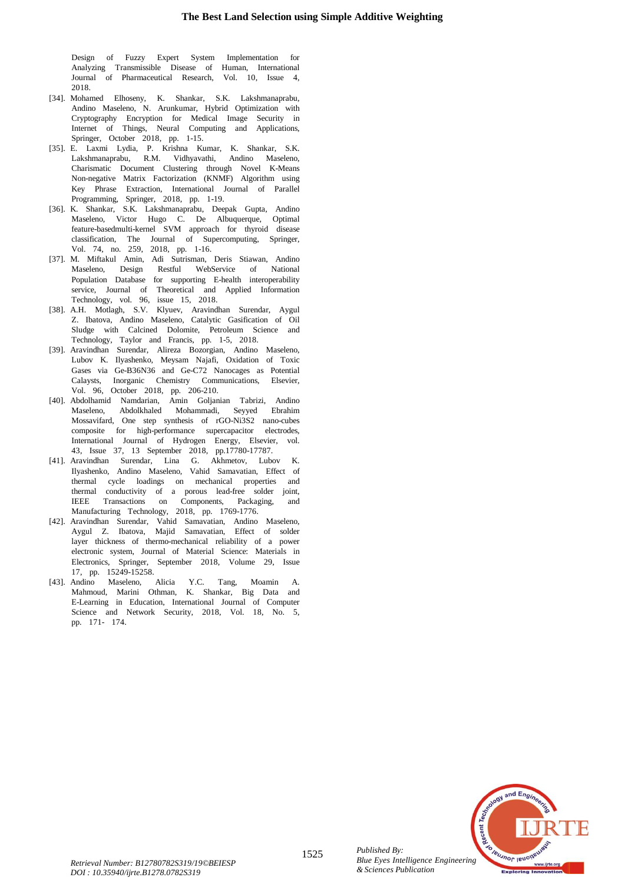Design of Fuzzy Expert System Implementation for Analyzing Transmissible Disease of Human, International Journal of Pharmaceutical Research, Vol. 10, Issue 4, 2018.

[34]. Mohamed Elhoseny, K. Shankar, S.K. Lakshmanaprabu, Andino Maseleno, N. Arunkumar, Hybrid Optimization with Cryptography Encryption for Medical Image Security in Internet of Things, Neural Computing and Applications, Springer, October 2018, pp. 1-15.

[35]. E. Laxmi Lydia, P. Krishna Kumar, K. Shankar, S.K. Lakshmanaprabu, R.M. Vidhyavathi, Andino Maseleno, Charismatic Document Clustering through Novel K-Means Non-negative Matrix Factorization (KNMF) Algorithm using Key Phrase Extraction, International Journal of Parallel Programming, Springer, 2018, pp. 1-19.

[36]. K. Shankar, S.K. Lakshmanaprabu, Deepak Gupta, Andino Maseleno, Victor Hugo C. De Albuquerque, Optimal feature-basedmulti-kernel SVM approach for thyroid disease classification, The Journal of Supercomputing, Springer, Vol. 74, no. 259, 2018, pp. 1-16.

[37]. M. Miftakul Amin, Adi Sutrisman, Deris Stiawan, Andino Maseleno, Design Restful WebService of National Population Database for supporting E-health interoperability service, Journal of Theoretical and Applied Information Technology, vol. 96, issue 15, 2018.

[38]. A.H. Motlagh, S.V. Klyuev, Aravindhan Surendar, Aygul Z. Ibatova, Andino Maseleno, Catalytic Gasification of Oil Sludge with Calcined Dolomite, Petroleum Science and Technology, Taylor and Francis, pp. 1-5, 2018.

[39]. Aravindhan Surendar, Alireza Bozorgian, Andino Maseleno, Lubov K. Ilyashenko, Meysam Najafi, Oxidation of Toxic Gases via Ge-B36N36 and Ge-C72 Nanocages as Potential Calaysts, Inorganic Chemistry Communications, Elsevier, Vol. 96, October 2018, pp. 206-210.

[40]. Abdolhamid Namdarian, Amin Goljanian Tabrizi, Andino Maseleno, Abdolkhaled Mohammadi, Seyyed Ebrahim Mossavifard, One step synthesis of rGO-Ni3S2 nano-cubes composite for high-performance supercapacitor electrodes, International Journal of Hydrogen Energy, Elsevier, vol. 43, Issue 37, 13 September 2018, pp.17780-17787.

[41]. Aravindhan Surendar, Lina G. Akhmetov, Lubov K. Ilyashenko, Andino Maseleno, Vahid Samavatian, Effect of thermal cycle loadings on mechanical properties and thermal conductivity of a porous lead-free solder joint, IEEE Transactions on Components, Packaging, and Manufacturing Technology, 2018, pp. 1769-1776.

[42]. Aravindhan Surendar, Vahid Samavatian, Andino Maseleno, Aygul Z. Ibatova, Majid Samavatian, Effect of solder layer thickness of thermo-mechanical reliability of a power electronic system, Journal of Material Science: Materials in Electronics, Springer, September 2018, Volume 29, Issue 17, pp. 15249-15258.

[43]. Andino Maseleno, Alicia Y.C. Tang, Moamin A. Mahmoud, Marini Othman, K. Shankar, Big Data and E-Learning in Education, International Journal of Computer Science and Network Security, 2018, Vol. 18, No. 5, pp. 171- 174.